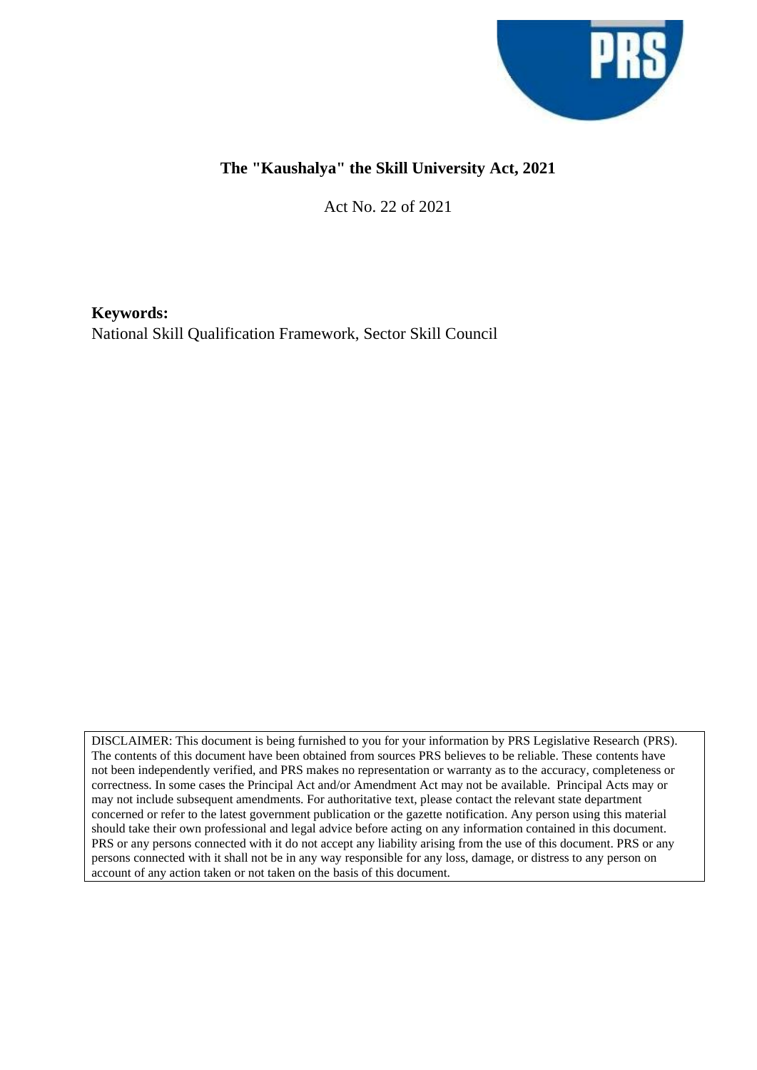# The "Kaushalya" the Skill University Act, 2021

Act No. 22 of 2021

**Keywords:**
National Skill Qualification Framework, Sector Skill Council

DISCLAIMER: This document is being furnished to you for your information by PRS Legislative Research (PRS). The contents of this document have been obtained from sources PRS believes to be reliable. These contents have not been independently verified, and PRS makes no representation or warranty as to the accuracy, completeness or correctness. In some cases the Principal Act and/or Amendment Act may not be available. Principal Acts may or may not include subsequent amendments. For authoritative text, please contact the relevant state department concerned or refer to the latest government publication or the gazette notification. Any person using this material should take their own professional and legal advice before acting on any information contained in this document. PRS or any persons connected with it do not accept any liability arising from the use of this document. PRS or any persons connected with it shall not be in any way responsible for any loss, damage, or distress to any person on account of any action taken or not taken on the basis of this document.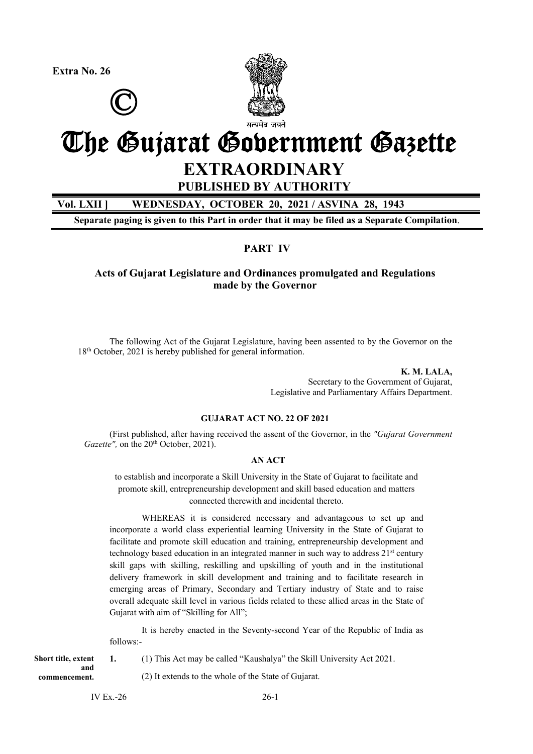Extra No. 26

©

# The Gujarat Government Gazette

## EXTRAORDINARY

**PUBLISHED BY AUTHORITY**

**Vol. LXII ] WEDNESDAY, OCTOBER 20, 2021 / ASVINA 28, 1943**

**Separate paging is given to this Part in order that it may be filed as a Separate Compilation.**

### PART IV

### Acts of Gujarat Legislature and Ordinances promulgated and Regulations made by the Governor

The following Act of the Gujarat Legislature, having been assented to by the Governor on the 18th October, 2021 is hereby published for general information.

**K. M. LALA,**
Secretary to the Government of Gujarat,
Legislative and Parliamentary Affairs Department.

**GUJARAT ACT NO. 22 OF 2021**

(First published, after having received the assent of the Governor, in the *"Gujarat Government Gazette",* on the 20th October, 2021).

**AN ACT**

to establish and incorporate a Skill University in the State of Gujarat to facilitate and promote skill, entrepreneurship development and skill based education and matters connected therewith and incidental thereto.

WHEREAS it is considered necessary and advantageous to set up and incorporate a world class experiential learning University in the State of Gujarat to facilitate and promote skill education and training, entrepreneurship development and technology based education in an integrated manner in such way to address 21st century skill gaps with skilling, reskilling and upskilling of youth and in the institutional delivery framework in skill development and training and to facilitate research in emerging areas of Primary, Secondary and Tertiary industry of State and to raise overall adequate skill level in various fields related to these allied areas in the State of Gujarat with aim of "Skilling for All";

It is hereby enacted in the Seventy-second Year of the Republic of India as follows:-

**Short title, extent and commencement.**

**1.** (1) This Act may be called "Kaushalya" the Skill University Act 2021.

(2) It extends to the whole of the State of Gujarat.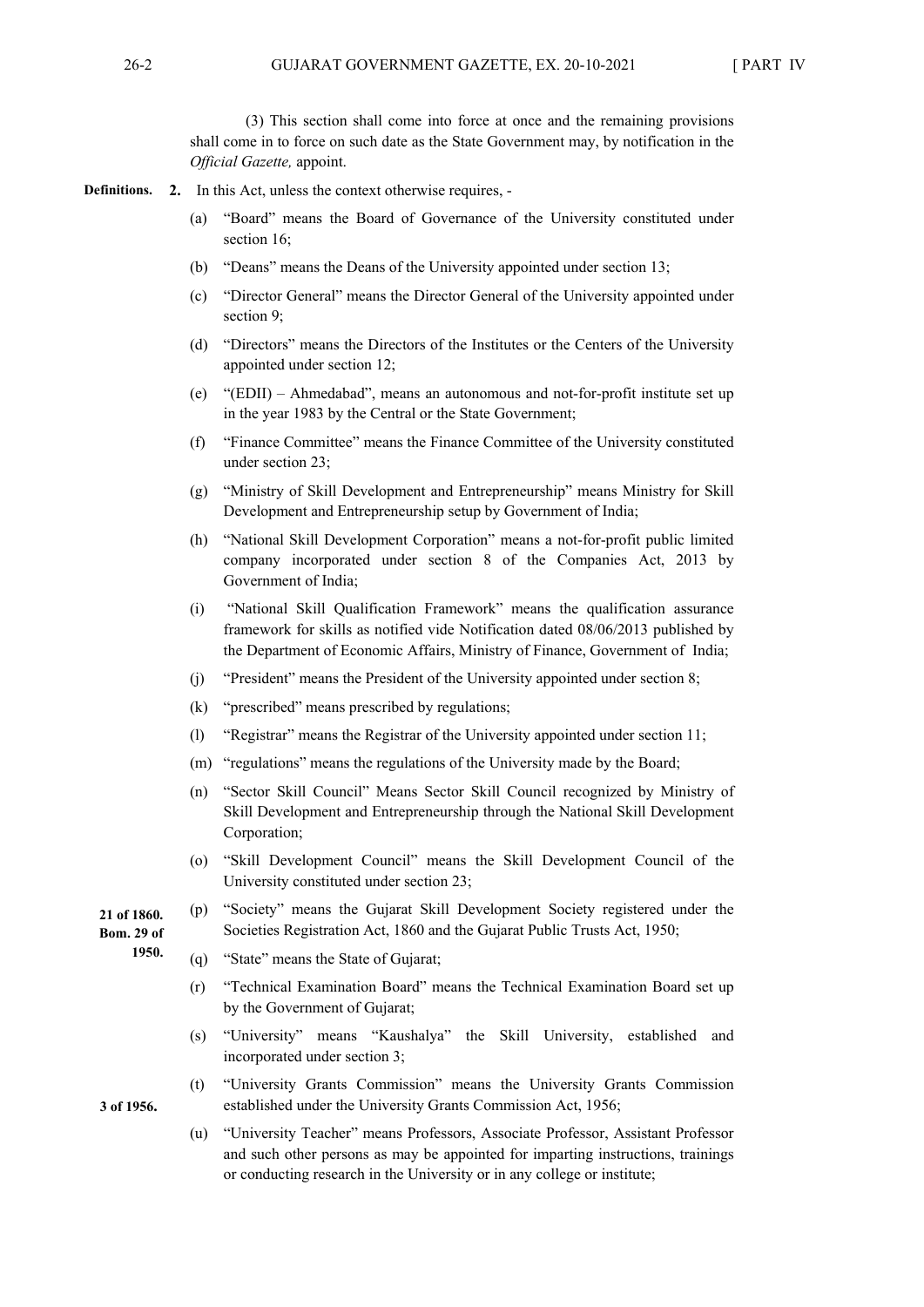(3) This section shall come into force at once and the remaining provisions shall come in to force on such date as the State Government may, by notification in the *Official Gazette,* appoint.

**Definitions.** **2.** In this Act, unless the context otherwise requires, -

(a) "Board" means the Board of Governance of the University constituted under section 16;

(b) "Deans" means the Deans of the University appointed under section 13;

(c) "Director General" means the Director General of the University appointed under section 9;

(d) "Directors" means the Directors of the Institutes or the Centers of the University appointed under section 12;

(e) "(EDII) – Ahmedabad", means an autonomous and not-for-profit institute set up in the year 1983 by the Central or the State Government;

(f) "Finance Committee" means the Finance Committee of the University constituted under section 23;

(g) "Ministry of Skill Development and Entrepreneurship" means Ministry for Skill Development and Entrepreneurship setup by Government of India;

(h) "National Skill Development Corporation" means a not-for-profit public limited company incorporated under section 8 of the Companies Act, 2013 by Government of India;

(i) "National Skill Qualification Framework" means the qualification assurance framework for skills as notified vide Notification dated 08/06/2013 published by the Department of Economic Affairs, Ministry of Finance, Government of India;

(j) "President" means the President of the University appointed under section 8;

(k) "prescribed" means prescribed by regulations;

(l) "Registrar" means the Registrar of the University appointed under section 11;

(m) "regulations" means the regulations of the University made by the Board;

(n) "Sector Skill Council" Means Sector Skill Council recognized by Ministry of Skill Development and Entrepreneurship through the National Skill Development Corporation;

(o) "Skill Development Council" means the Skill Development Council of the University constituted under section 23;

**21 of 1860. Bom. 29 of 1950.**

(p) "Society" means the Gujarat Skill Development Society registered under the Societies Registration Act, 1860 and the Gujarat Public Trusts Act, 1950;

(q) "State" means the State of Gujarat;

(r) "Technical Examination Board" means the Technical Examination Board set up by the Government of Gujarat;

(s) "University" means "Kaushalya" the Skill University, established and incorporated under section 3;

**3 of 1956.**

(t) "University Grants Commission" means the University Grants Commission established under the University Grants Commission Act, 1956;

(u) "University Teacher" means Professors, Associate Professor, Assistant Professor and such other persons as may be appointed for imparting instructions, trainings or conducting research in the University or in any college or institute;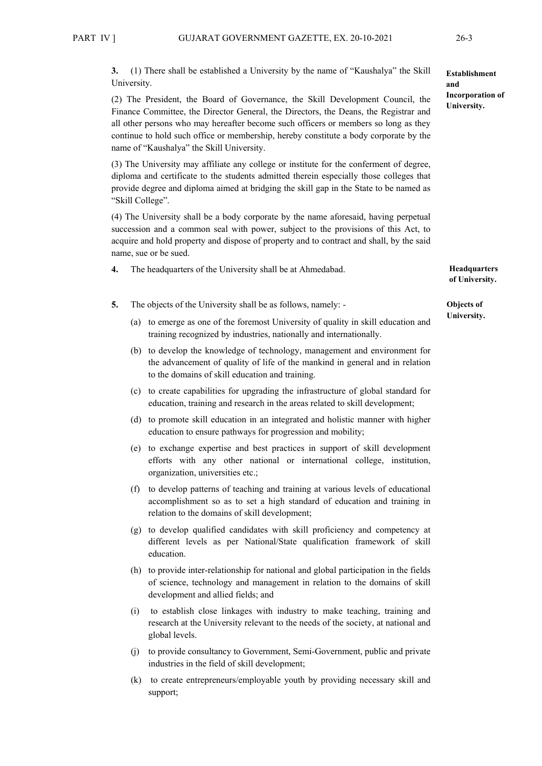**3.** (1) There shall be established a University by the name of "Kaushalya" the Skill University.

**Establishment and Incorporation of University.**

(2) The President, the Board of Governance, the Skill Development Council, the Finance Committee, the Director General, the Directors, the Deans, the Registrar and all other persons who may hereafter become such officers or members so long as they continue to hold such office or membership, hereby constitute a body corporate by the name of "Kaushalya" the Skill University.

(3) The University may affiliate any college or institute for the conferment of degree, diploma and certificate to the students admitted therein especially those colleges that provide degree and diploma aimed at bridging the skill gap in the State to be named as "Skill College".

(4) The University shall be a body corporate by the name aforesaid, having perpetual succession and a common seal with power, subject to the provisions of this Act, to acquire and hold property and dispose of property and to contract and shall, by the said name, sue or be sued.

**4.** The headquarters of the University shall be at Ahmedabad.

**Headquarters of University.**

**5.** The objects of the University shall be as follows, namely: -

**Objects of University.**

(a) to emerge as one of the foremost University of quality in skill education and training recognized by industries, nationally and internationally.

(b) to develop the knowledge of technology, management and environment for the advancement of quality of life of the mankind in general and in relation to the domains of skill education and training.

(c) to create capabilities for upgrading the infrastructure of global standard for education, training and research in the areas related to skill development;

(d) to promote skill education in an integrated and holistic manner with higher education to ensure pathways for progression and mobility;

(e) to exchange expertise and best practices in support of skill development efforts with any other national or international college, institution, organization, universities etc.;

(f) to develop patterns of teaching and training at various levels of educational accomplishment so as to set a high standard of education and training in relation to the domains of skill development;

(g) to develop qualified candidates with skill proficiency and competency at different levels as per National/State qualification framework of skill education.

(h) to provide inter-relationship for national and global participation in the fields of science, technology and management in relation to the domains of skill development and allied fields; and

(i) to establish close linkages with industry to make teaching, training and research at the University relevant to the needs of the society, at national and global levels.

(j) to provide consultancy to Government, Semi-Government, public and private industries in the field of skill development;

(k) to create entrepreneurs/employable youth by providing necessary skill and support;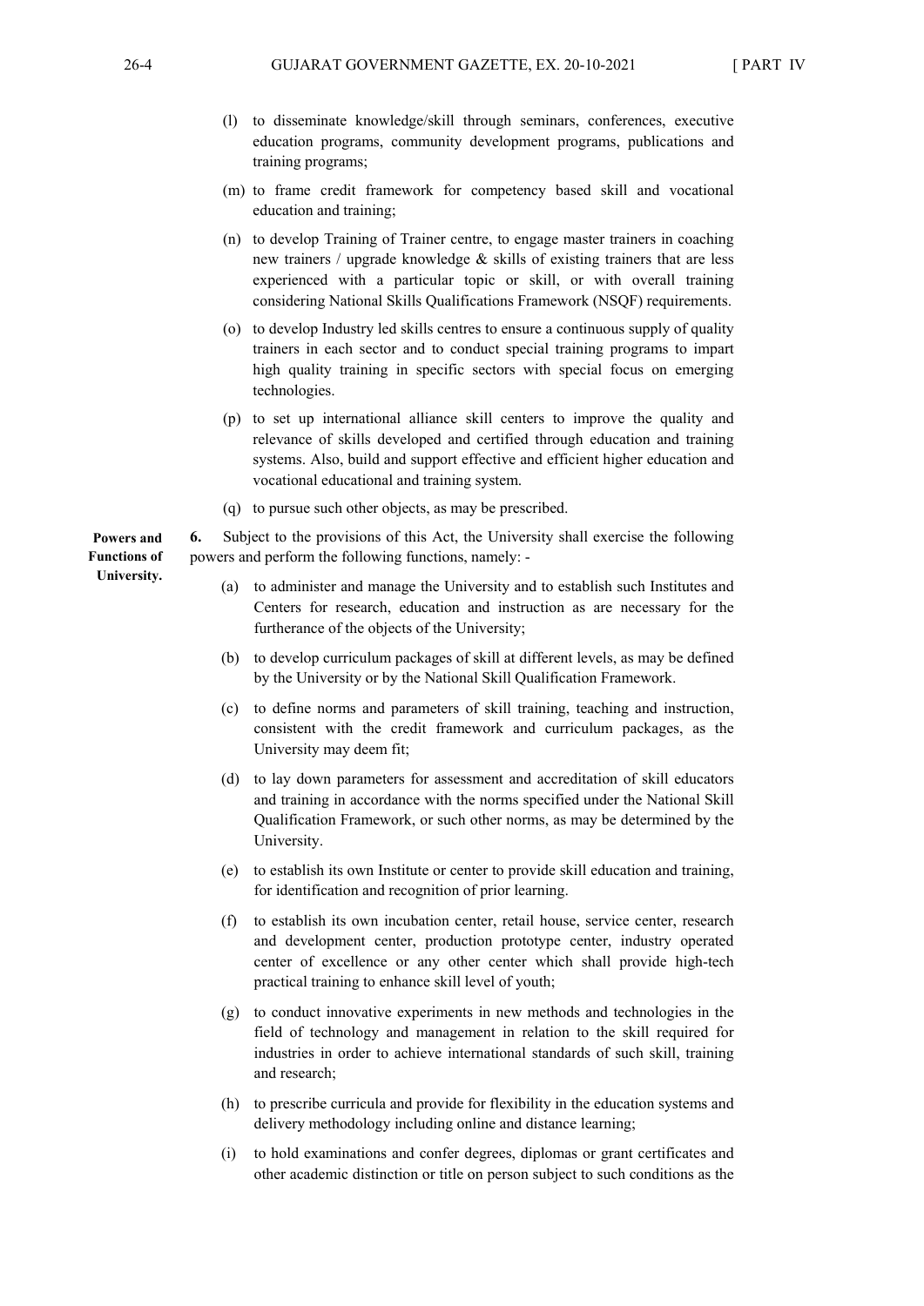(l) to disseminate knowledge/skill through seminars, conferences, executive education programs, community development programs, publications and training programs;

(m) to frame credit framework for competency based skill and vocational education and training;

(n) to develop Training of Trainer centre, to engage master trainers in coaching new trainers / upgrade knowledge & skills of existing trainers that are less experienced with a particular topic or skill, or with overall training considering National Skills Qualifications Framework (NSQF) requirements.

(o) to develop Industry led skills centres to ensure a continuous supply of quality trainers in each sector and to conduct special training programs to impart high quality training in specific sectors with special focus on emerging technologies.

(p) to set up international alliance skill centers to improve the quality and relevance of skills developed and certified through education and training systems. Also, build and support effective and efficient higher education and vocational educational and training system.

(q) to pursue such other objects, as may be prescribed.

**Powers and Functions of University.**

**6.** Subject to the provisions of this Act, the University shall exercise the following powers and perform the following functions, namely: -

(a) to administer and manage the University and to establish such Institutes and Centers for research, education and instruction as are necessary for the furtherance of the objects of the University;

(b) to develop curriculum packages of skill at different levels, as may be defined by the University or by the National Skill Qualification Framework.

(c) to define norms and parameters of skill training, teaching and instruction, consistent with the credit framework and curriculum packages, as the University may deem fit;

(d) to lay down parameters for assessment and accreditation of skill educators and training in accordance with the norms specified under the National Skill Qualification Framework, or such other norms, as may be determined by the University.

(e) to establish its own Institute or center to provide skill education and training, for identification and recognition of prior learning.

(f) to establish its own incubation center, retail house, service center, research and development center, production prototype center, industry operated center of excellence or any other center which shall provide high-tech practical training to enhance skill level of youth;

(g) to conduct innovative experiments in new methods and technologies in the field of technology and management in relation to the skill required for industries in order to achieve international standards of such skill, training and research;

(h) to prescribe curricula and provide for flexibility in the education systems and delivery methodology including online and distance learning;

(i) to hold examinations and confer degrees, diplomas or grant certificates and other academic distinction or title on person subject to such conditions as the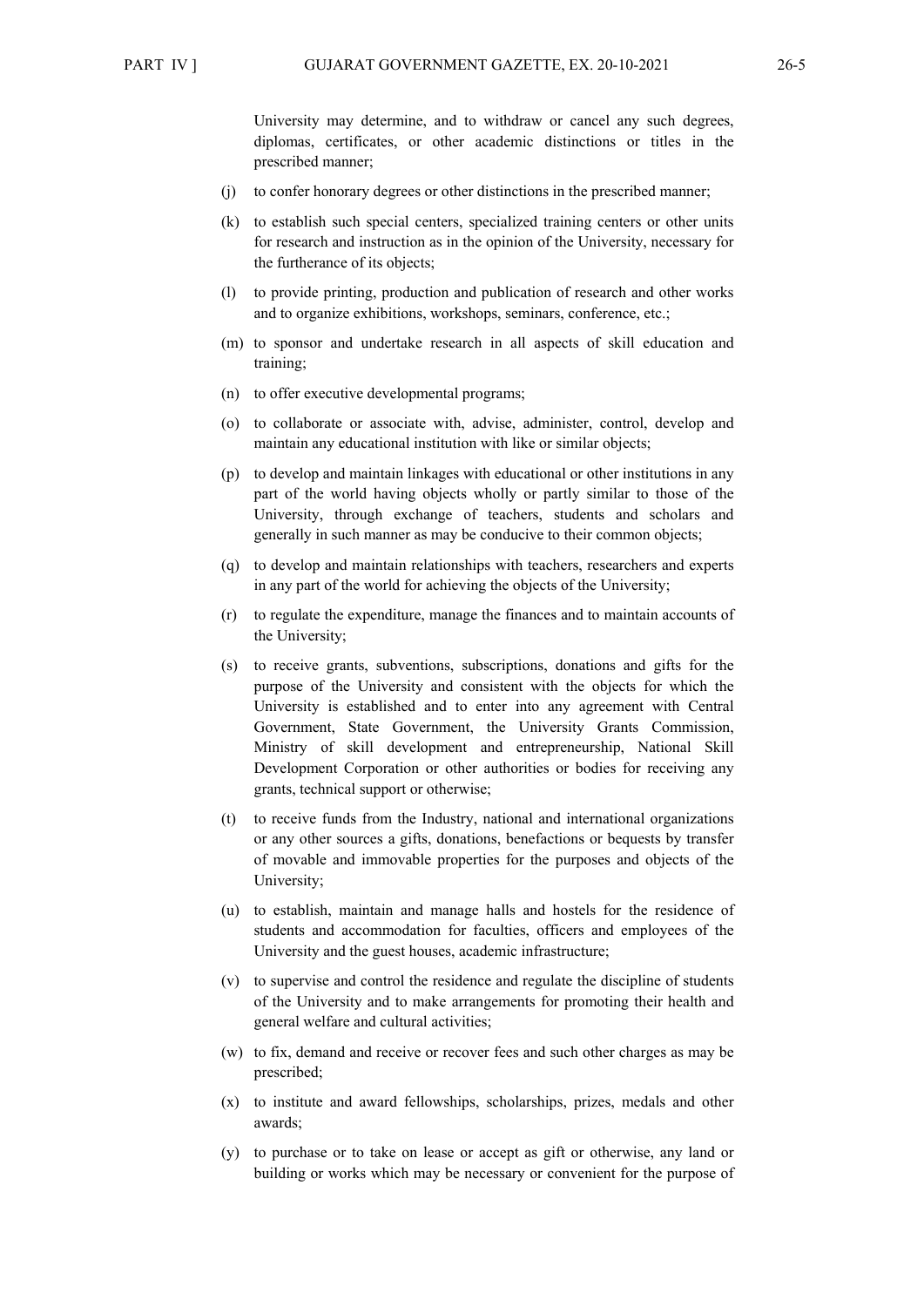University may determine, and to withdraw or cancel any such degrees, diplomas, certificates, or other academic distinctions or titles in the prescribed manner;

(j) to confer honorary degrees or other distinctions in the prescribed manner;

(k) to establish such special centers, specialized training centers or other units for research and instruction as in the opinion of the University, necessary for the furtherance of its objects;

(l) to provide printing, production and publication of research and other works and to organize exhibitions, workshops, seminars, conference, etc.;

(m) to sponsor and undertake research in all aspects of skill education and training;

(n) to offer executive developmental programs;

(o) to collaborate or associate with, advise, administer, control, develop and maintain any educational institution with like or similar objects;

(p) to develop and maintain linkages with educational or other institutions in any part of the world having objects wholly or partly similar to those of the University, through exchange of teachers, students and scholars and generally in such manner as may be conducive to their common objects;

(q) to develop and maintain relationships with teachers, researchers and experts in any part of the world for achieving the objects of the University;

(r) to regulate the expenditure, manage the finances and to maintain accounts of the University;

(s) to receive grants, subventions, subscriptions, donations and gifts for the purpose of the University and consistent with the objects for which the University is established and to enter into any agreement with Central Government, State Government, the University Grants Commission, Ministry of skill development and entrepreneurship, National Skill Development Corporation or other authorities or bodies for receiving any grants, technical support or otherwise;

(t) to receive funds from the Industry, national and international organizations or any other sources a gifts, donations, benefactions or bequests by transfer of movable and immovable properties for the purposes and objects of the University;

(u) to establish, maintain and manage halls and hostels for the residence of students and accommodation for faculties, officers and employees of the University and the guest houses, academic infrastructure;

(v) to supervise and control the residence and regulate the discipline of students of the University and to make arrangements for promoting their health and general welfare and cultural activities;

(w) to fix, demand and receive or recover fees and such other charges as may be prescribed;

(x) to institute and award fellowships, scholarships, prizes, medals and other awards;

(y) to purchase or to take on lease or accept as gift or otherwise, any land or building or works which may be necessary or convenient for the purpose of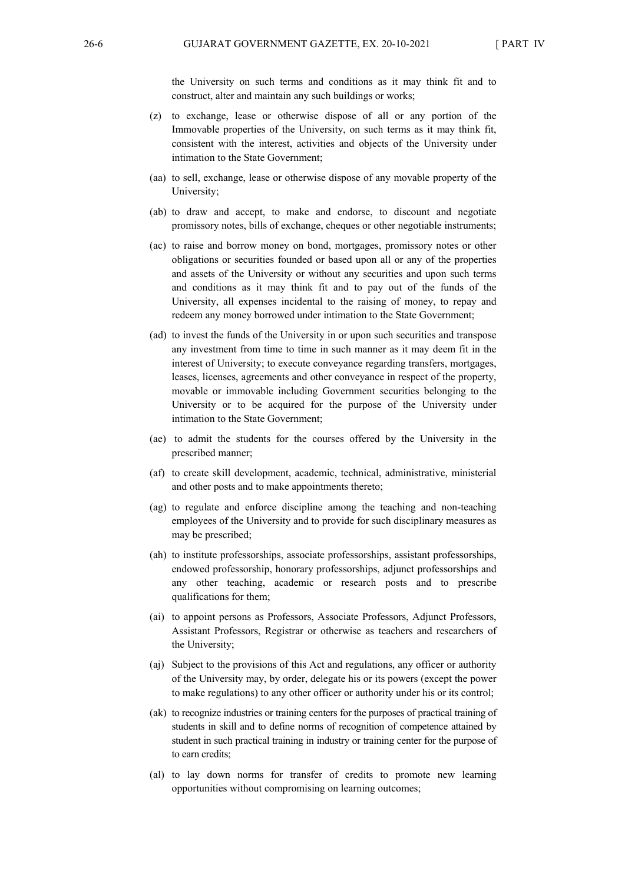the University on such terms and conditions as it may think fit and to construct, alter and maintain any such buildings or works;

(z) to exchange, lease or otherwise dispose of all or any portion of the Immovable properties of the University, on such terms as it may think fit, consistent with the interest, activities and objects of the University under intimation to the State Government;

(aa) to sell, exchange, lease or otherwise dispose of any movable property of the University;

(ab) to draw and accept, to make and endorse, to discount and negotiate promissory notes, bills of exchange, cheques or other negotiable instruments;

(ac) to raise and borrow money on bond, mortgages, promissory notes or other obligations or securities founded or based upon all or any of the properties and assets of the University or without any securities and upon such terms and conditions as it may think fit and to pay out of the funds of the University, all expenses incidental to the raising of money, to repay and redeem any money borrowed under intimation to the State Government;

(ad) to invest the funds of the University in or upon such securities and transpose any investment from time to time in such manner as it may deem fit in the interest of University; to execute conveyance regarding transfers, mortgages, leases, licenses, agreements and other conveyance in respect of the property, movable or immovable including Government securities belonging to the University or to be acquired for the purpose of the University under intimation to the State Government;

(ae) to admit the students for the courses offered by the University in the prescribed manner;

(af) to create skill development, academic, technical, administrative, ministerial and other posts and to make appointments thereto;

(ag) to regulate and enforce discipline among the teaching and non-teaching employees of the University and to provide for such disciplinary measures as may be prescribed;

(ah) to institute professorships, associate professorships, assistant professorships, endowed professorship, honorary professorships, adjunct professorships and any other teaching, academic or research posts and to prescribe qualifications for them;

(ai) to appoint persons as Professors, Associate Professors, Adjunct Professors, Assistant Professors, Registrar or otherwise as teachers and researchers of the University;

(aj) Subject to the provisions of this Act and regulations, any officer or authority of the University may, by order, delegate his or its powers (except the power to make regulations) to any other officer or authority under his or its control;

(ak) to recognize industries or training centers for the purposes of practical training of students in skill and to define norms of recognition of competence attained by student in such practical training in industry or training center for the purpose of to earn credits;

(al) to lay down norms for transfer of credits to promote new learning opportunities without compromising on learning outcomes;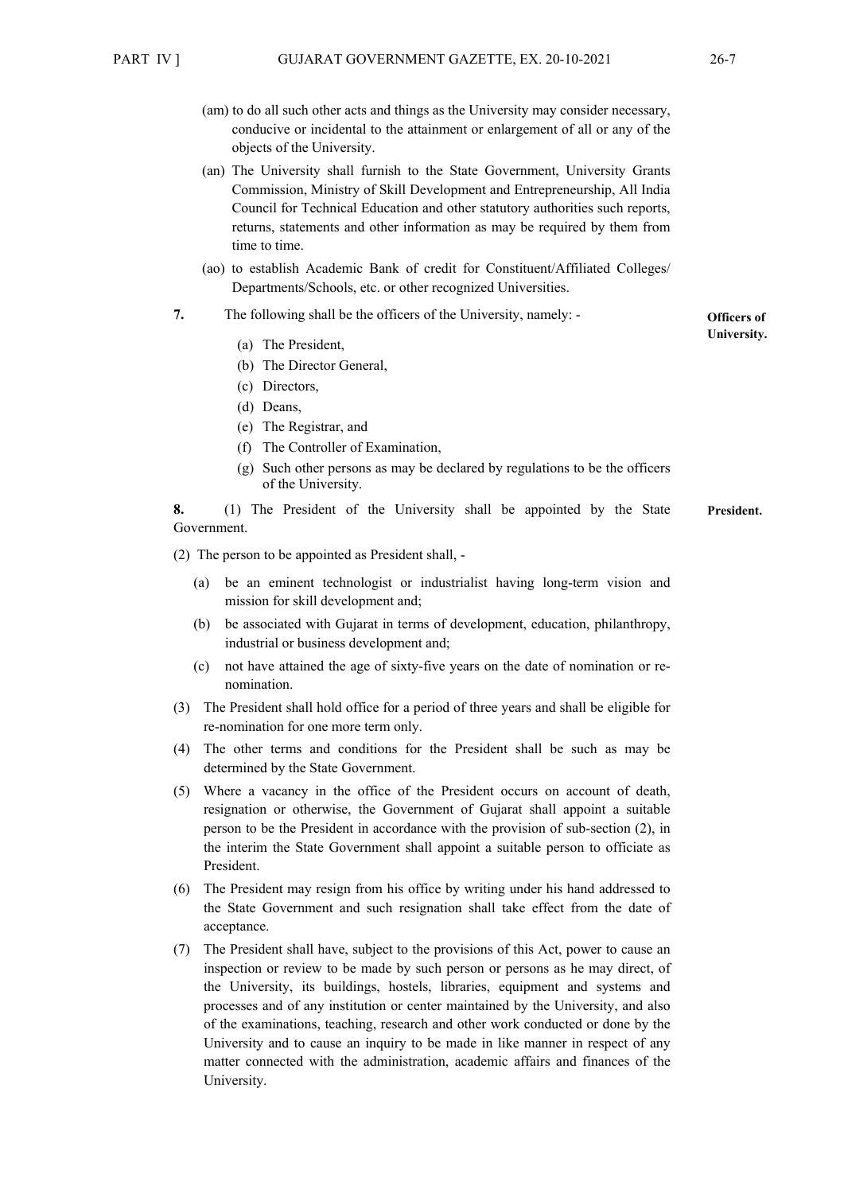(am) to do all such other acts and things as the University may consider necessary, conducive or incidental to the attainment or enlargement of all or any of the objects of the University.

(an) The University shall furnish to the State Government, University Grants Commission, Ministry of Skill Development and Entrepreneurship, All India Council for Technical Education and other statutory authorities such reports, returns, statements and other information as may be required by them from time to time.

(ao) to establish Academic Bank of credit for Constituent/Affiliated Colleges/ Departments/Schools, etc. or other recognized Universities.

**Officers of University.**

**7.** The following shall be the officers of the University, namely: -

(a) The President,
(b) The Director General,
(c) Directors,
(d) Deans,
(e) The Registrar, and
(f) The Controller of Examination,
(g) Such other persons as may be declared by regulations to be the officers of the University.

**President.**

**8.** (1) The President of the University shall be appointed by the State Government.

(2) The person to be appointed as President shall, -

(a) be an eminent technologist or industrialist having long-term vision and mission for skill development and;

(b) be associated with Gujarat in terms of development, education, philanthropy, industrial or business development and;

(c) not have attained the age of sixty-five years on the date of nomination or re-nomination.

(3) The President shall hold office for a period of three years and shall be eligible for re-nomination for one more term only.

(4) The other terms and conditions for the President shall be such as may be determined by the State Government.

(5) Where a vacancy in the office of the President occurs on account of death, resignation or otherwise, the Government of Gujarat shall appoint a suitable person to be the President in accordance with the provision of sub-section (2), in the interim the State Government shall appoint a suitable person to officiate as President.

(6) The President may resign from his office by writing under his hand addressed to the State Government and such resignation shall take effect from the date of acceptance.

(7) The President shall have, subject to the provisions of this Act, power to cause an inspection or review to be made by such person or persons as he may direct, of the University, its buildings, hostels, libraries, equipment and systems and processes and of any institution or center maintained by the University, and also of the examinations, teaching, research and other work conducted or done by the University and to cause an inquiry to be made in like manner in respect of any matter connected with the administration, academic affairs and finances of the University.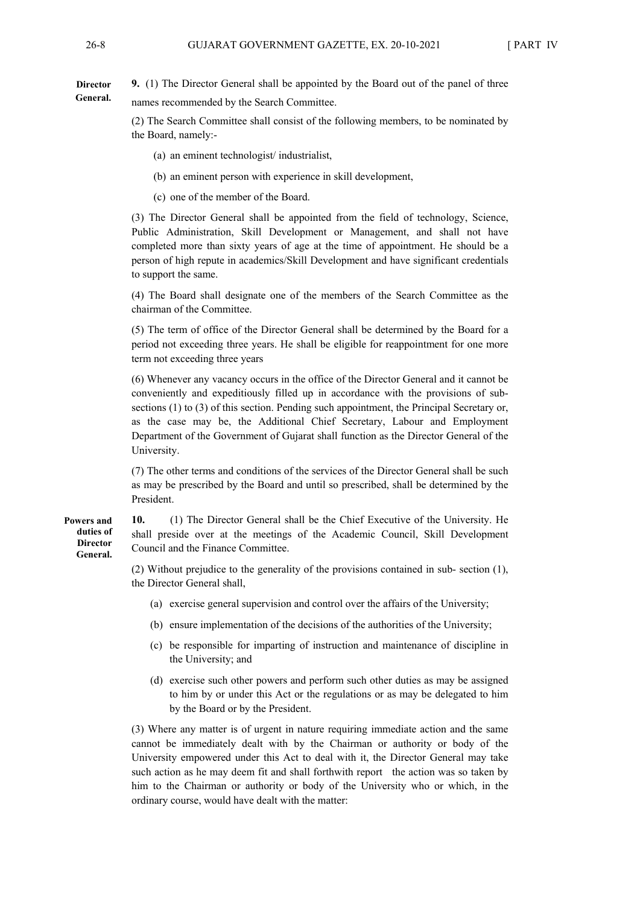**Director General.**

**9.** (1) The Director General shall be appointed by the Board out of the panel of three names recommended by the Search Committee.

(2) The Search Committee shall consist of the following members, to be nominated by the Board, namely:-

(a) an eminent technologist/ industrialist,

(b) an eminent person with experience in skill development,

(c) one of the member of the Board.

(3) The Director General shall be appointed from the field of technology, Science, Public Administration, Skill Development or Management, and shall not have completed more than sixty years of age at the time of appointment. He should be a person of high repute in academics/Skill Development and have significant credentials to support the same.

(4) The Board shall designate one of the members of the Search Committee as the chairman of the Committee.

(5) The term of office of the Director General shall be determined by the Board for a period not exceeding three years. He shall be eligible for reappointment for one more term not exceeding three years

(6) Whenever any vacancy occurs in the office of the Director General and it cannot be conveniently and expeditiously filled up in accordance with the provisions of sub-sections (1) to (3) of this section. Pending such appointment, the Principal Secretary or, as the case may be, the Additional Chief Secretary, Labour and Employment Department of the Government of Gujarat shall function as the Director General of the University.

(7) The other terms and conditions of the services of the Director General shall be such as may be prescribed by the Board and until so prescribed, shall be determined by the President.

**Powers and duties of Director General.**

**10.** (1) The Director General shall be the Chief Executive of the University. He shall preside over at the meetings of the Academic Council, Skill Development Council and the Finance Committee.

(2) Without prejudice to the generality of the provisions contained in sub- section (1), the Director General shall,

(a) exercise general supervision and control over the affairs of the University;

(b) ensure implementation of the decisions of the authorities of the University;

(c) be responsible for imparting of instruction and maintenance of discipline in the University; and

(d) exercise such other powers and perform such other duties as may be assigned to him by or under this Act or the regulations or as may be delegated to him by the Board or by the President.

(3) Where any matter is of urgent in nature requiring immediate action and the same cannot be immediately dealt with by the Chairman or authority or body of the University empowered under this Act to deal with it, the Director General may take such action as he may deem fit and shall forthwith report the action was so taken by him to the Chairman or authority or body of the University who or which, in the ordinary course, would have dealt with the matter: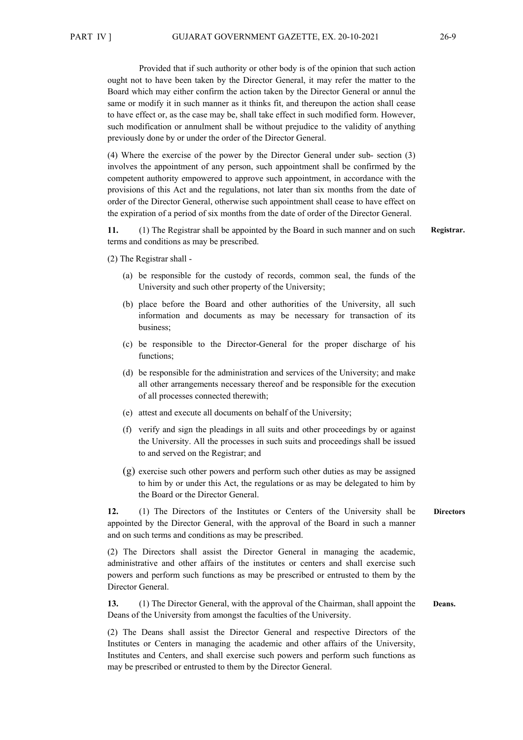Provided that if such authority or other body is of the opinion that such action ought not to have been taken by the Director General, it may refer the matter to the Board which may either confirm the action taken by the Director General or annul the same or modify it in such manner as it thinks fit, and thereupon the action shall cease to have effect or, as the case may be, shall take effect in such modified form. However, such modification or annulment shall be without prejudice to the validity of anything previously done by or under the order of the Director General.

(4) Where the exercise of the power by the Director General under sub- section (3) involves the appointment of any person, such appointment shall be confirmed by the competent authority empowered to approve such appointment, in accordance with the provisions of this Act and the regulations, not later than six months from the date of order of the Director General, otherwise such appointment shall cease to have effect on the expiration of a period of six months from the date of order of the Director General.

**Registrar.**

**11.** (1) The Registrar shall be appointed by the Board in such manner and on such terms and conditions as may be prescribed.

(2) The Registrar shall -

(a) be responsible for the custody of records, common seal, the funds of the University and such other property of the University;

(b) place before the Board and other authorities of the University, all such information and documents as may be necessary for transaction of its business;

(c) be responsible to the Director-General for the proper discharge of his functions;

(d) be responsible for the administration and services of the University; and make all other arrangements necessary thereof and be responsible for the execution of all processes connected therewith;

(e) attest and execute all documents on behalf of the University;

(f) verify and sign the pleadings in all suits and other proceedings by or against the University. All the processes in such suits and proceedings shall be issued to and served on the Registrar; and

(g) exercise such other powers and perform such other duties as may be assigned to him by or under this Act, the regulations or as may be delegated to him by the Board or the Director General.

**Directors**

**12.** (1) The Directors of the Institutes or Centers of the University shall be appointed by the Director General, with the approval of the Board in such a manner and on such terms and conditions as may be prescribed.

(2) The Directors shall assist the Director General in managing the academic, administrative and other affairs of the institutes or centers and shall exercise such powers and perform such functions as may be prescribed or entrusted to them by the Director General.

**Deans.**

**13.** (1) The Director General, with the approval of the Chairman, shall appoint the Deans of the University from amongst the faculties of the University.

(2) The Deans shall assist the Director General and respective Directors of the Institutes or Centers in managing the academic and other affairs of the University, Institutes and Centers, and shall exercise such powers and perform such functions as may be prescribed or entrusted to them by the Director General.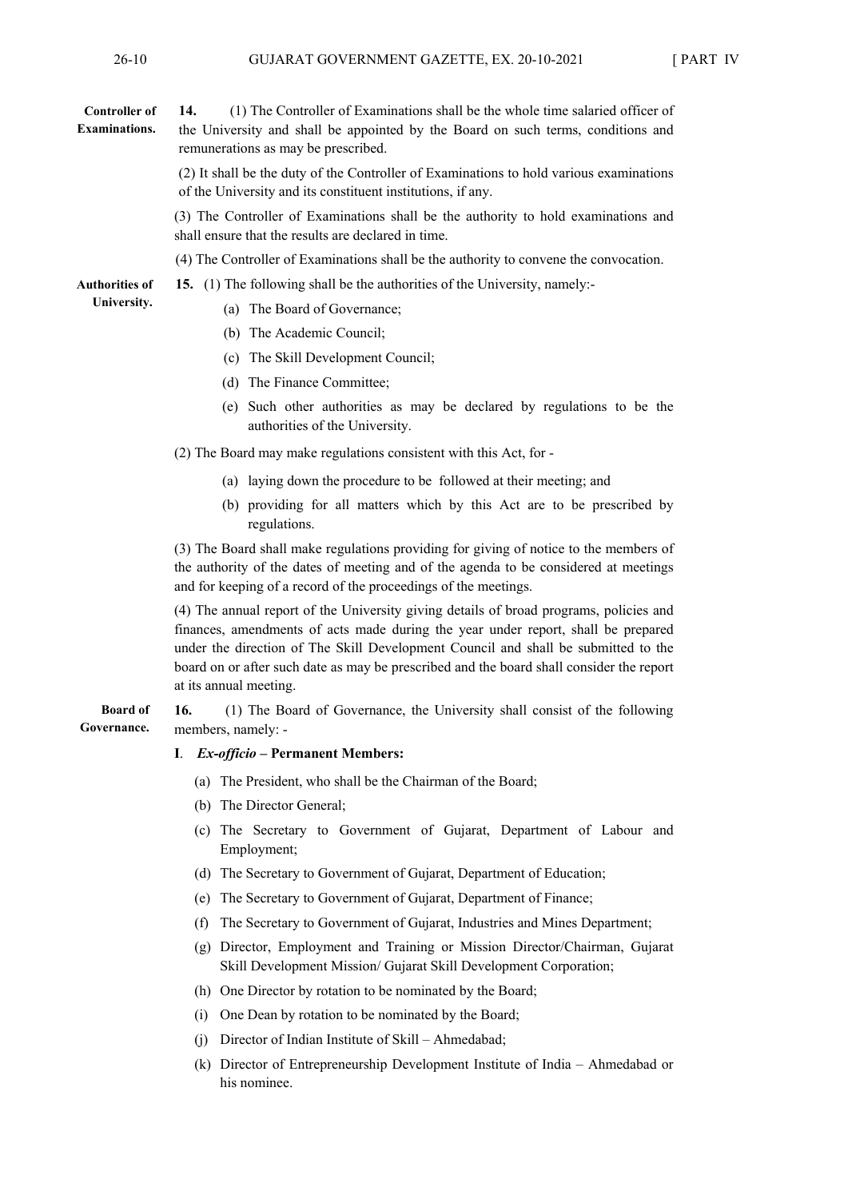**Controller of Examinations.**

**14.** (1) The Controller of Examinations shall be the whole time salaried officer of the University and shall be appointed by the Board on such terms, conditions and remunerations as may be prescribed.

(2) It shall be the duty of the Controller of Examinations to hold various examinations of the University and its constituent institutions, if any.

(3) The Controller of Examinations shall be the authority to hold examinations and shall ensure that the results are declared in time.

(4) The Controller of Examinations shall be the authority to convene the convocation.

**Authorities of University.**

**15.** (1) The following shall be the authorities of the University, namely:-

(a) The Board of Governance;

(b) The Academic Council;

(c) The Skill Development Council;

(d) The Finance Committee;

(e) Such other authorities as may be declared by regulations to be the authorities of the University.

(2) The Board may make regulations consistent with this Act, for -

(a) laying down the procedure to be followed at their meeting; and

(b) providing for all matters which by this Act are to be prescribed by regulations.

(3) The Board shall make regulations providing for giving of notice to the members of the authority of the dates of meeting and of the agenda to be considered at meetings and for keeping of a record of the proceedings of the meetings.

(4) The annual report of the University giving details of broad programs, policies and finances, amendments of acts made during the year under report, shall be prepared under the direction of The Skill Development Council and shall be submitted to the board on or after such date as may be prescribed and the board shall consider the report at its annual meeting.

**Board of Governance.**

**16.** (1) The Board of Governance, the University shall consist of the following members, namely: -

**I**. ***Ex-officio* – Permanent Members:**

(a) The President, who shall be the Chairman of the Board;

(b) The Director General;

(c) The Secretary to Government of Gujarat, Department of Labour and Employment;

(d) The Secretary to Government of Gujarat, Department of Education;

(e) The Secretary to Government of Gujarat, Department of Finance;

(f) The Secretary to Government of Gujarat, Industries and Mines Department;

(g) Director, Employment and Training or Mission Director/Chairman, Gujarat Skill Development Mission/ Gujarat Skill Development Corporation;

(h) One Director by rotation to be nominated by the Board;

(i) One Dean by rotation to be nominated by the Board;

(j) Director of Indian Institute of Skill – Ahmedabad;

(k) Director of Entrepreneurship Development Institute of India – Ahmedabad or his nominee.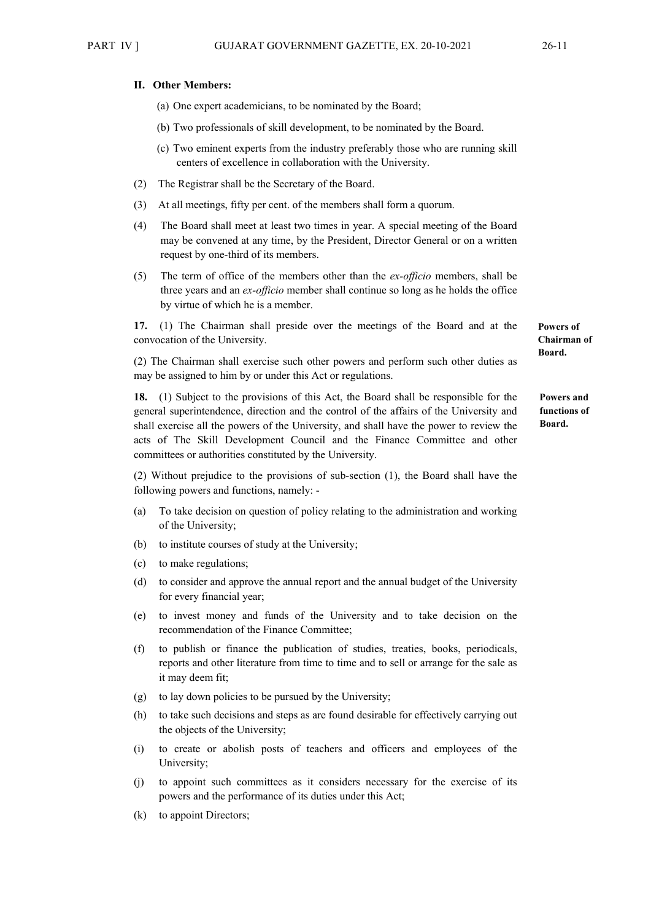**II. Other Members:**

(a) One expert academicians, to be nominated by the Board;

(b) Two professionals of skill development, to be nominated by the Board.

(c) Two eminent experts from the industry preferably those who are running skill centers of excellence in collaboration with the University.

(2) The Registrar shall be the Secretary of the Board.

(3) At all meetings, fifty per cent. of the members shall form a quorum.

(4) The Board shall meet at least two times in year. A special meeting of the Board may be convened at any time, by the President, Director General or on a written request by one-third of its members.

(5) The term of office of the members other than the *ex-officio* members, shall be three years and an *ex-officio* member shall continue so long as he holds the office by virtue of which he is a member.

**Powers of Chairman of Board.**

**17.** (1) The Chairman shall preside over the meetings of the Board and at the convocation of the University.

(2) The Chairman shall exercise such other powers and perform such other duties as may be assigned to him by or under this Act or regulations.

**Powers and functions of Board.**

**18.** (1) Subject to the provisions of this Act, the Board shall be responsible for the general superintendence, direction and the control of the affairs of the University and shall exercise all the powers of the University, and shall have the power to review the acts of The Skill Development Council and the Finance Committee and other committees or authorities constituted by the University.

(2) Without prejudice to the provisions of sub-section (1), the Board shall have the following powers and functions, namely: -

(a) To take decision on question of policy relating to the administration and working of the University;

(b) to institute courses of study at the University;

(c) to make regulations;

(d) to consider and approve the annual report and the annual budget of the University for every financial year;

(e) to invest money and funds of the University and to take decision on the recommendation of the Finance Committee;

(f) to publish or finance the publication of studies, treaties, books, periodicals, reports and other literature from time to time and to sell or arrange for the sale as it may deem fit;

(g) to lay down policies to be pursued by the University;

(h) to take such decisions and steps as are found desirable for effectively carrying out the objects of the University;

(i) to create or abolish posts of teachers and officers and employees of the University;

(j) to appoint such committees as it considers necessary for the exercise of its powers and the performance of its duties under this Act;

(k) to appoint Directors;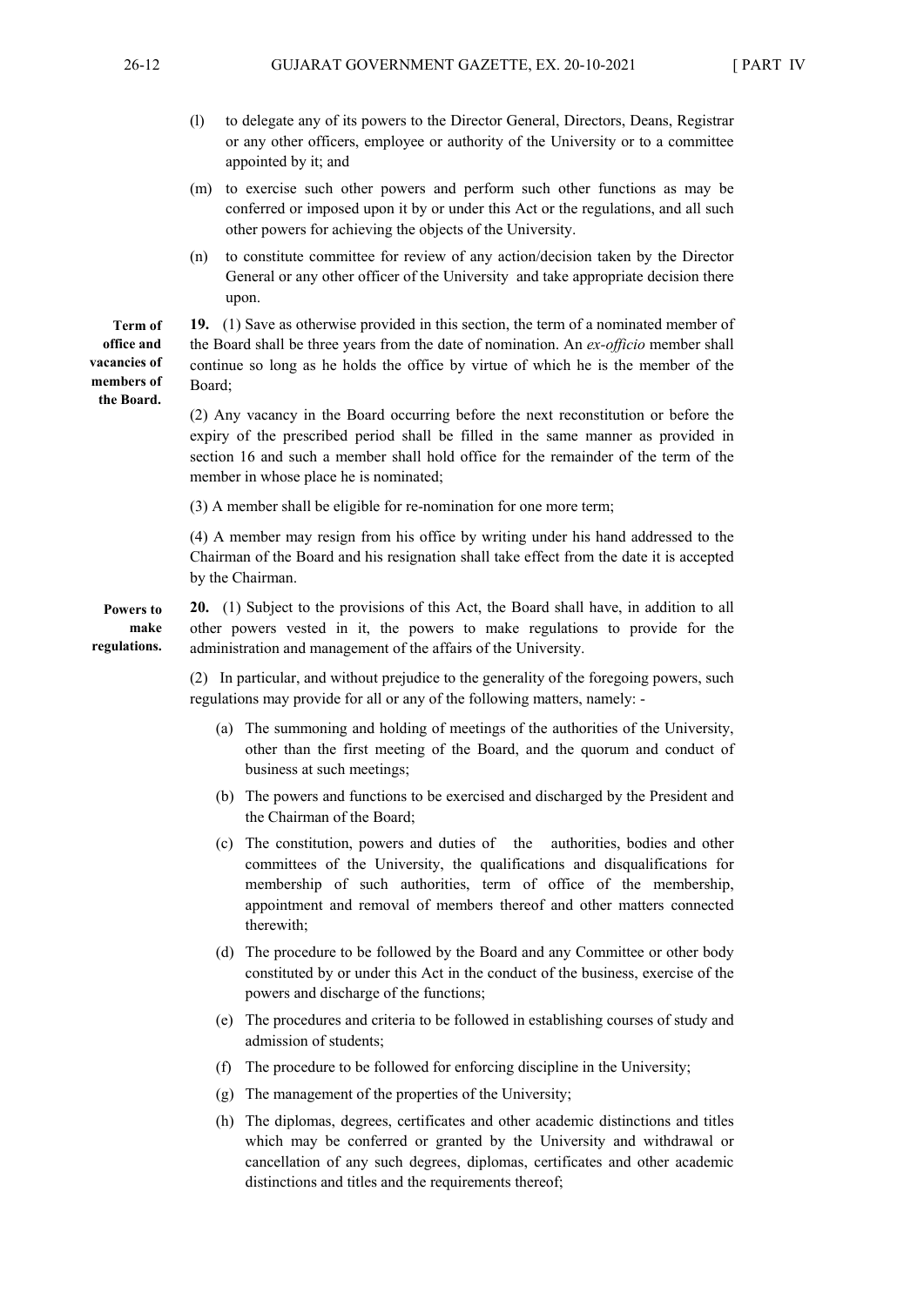(l) to delegate any of its powers to the Director General, Directors, Deans, Registrar or any other officers, employee or authority of the University or to a committee appointed by it; and

(m) to exercise such other powers and perform such other functions as may be conferred or imposed upon it by or under this Act or the regulations, and all such other powers for achieving the objects of the University.

(n) to constitute committee for review of any action/decision taken by the Director General or any other officer of the University and take appropriate decision there upon.

**Term of office and vacancies of members of the Board.**

**19.** (1) Save as otherwise provided in this section, the term of a nominated member of the Board shall be three years from the date of nomination. An *ex-officio* member shall continue so long as he holds the office by virtue of which he is the member of the Board;

(2) Any vacancy in the Board occurring before the next reconstitution or before the expiry of the prescribed period shall be filled in the same manner as provided in section 16 and such a member shall hold office for the remainder of the term of the member in whose place he is nominated;

(3) A member shall be eligible for re-nomination for one more term;

(4) A member may resign from his office by writing under his hand addressed to the Chairman of the Board and his resignation shall take effect from the date it is accepted by the Chairman.

**Powers to make regulations.**

**20.** (1) Subject to the provisions of this Act, the Board shall have, in addition to all other powers vested in it, the powers to make regulations to provide for the administration and management of the affairs of the University.

(2) In particular, and without prejudice to the generality of the foregoing powers, such regulations may provide for all or any of the following matters, namely: -

(a) The summoning and holding of meetings of the authorities of the University, other than the first meeting of the Board, and the quorum and conduct of business at such meetings;

(b) The powers and functions to be exercised and discharged by the President and the Chairman of the Board;

(c) The constitution, powers and duties of the authorities, bodies and other committees of the University, the qualifications and disqualifications for membership of such authorities, term of office of the membership, appointment and removal of members thereof and other matters connected therewith;

(d) The procedure to be followed by the Board and any Committee or other body constituted by or under this Act in the conduct of the business, exercise of the powers and discharge of the functions;

(e) The procedures and criteria to be followed in establishing courses of study and admission of students;

(f) The procedure to be followed for enforcing discipline in the University;

(g) The management of the properties of the University;

(h) The diplomas, degrees, certificates and other academic distinctions and titles which may be conferred or granted by the University and withdrawal or cancellation of any such degrees, diplomas, certificates and other academic distinctions and titles and the requirements thereof;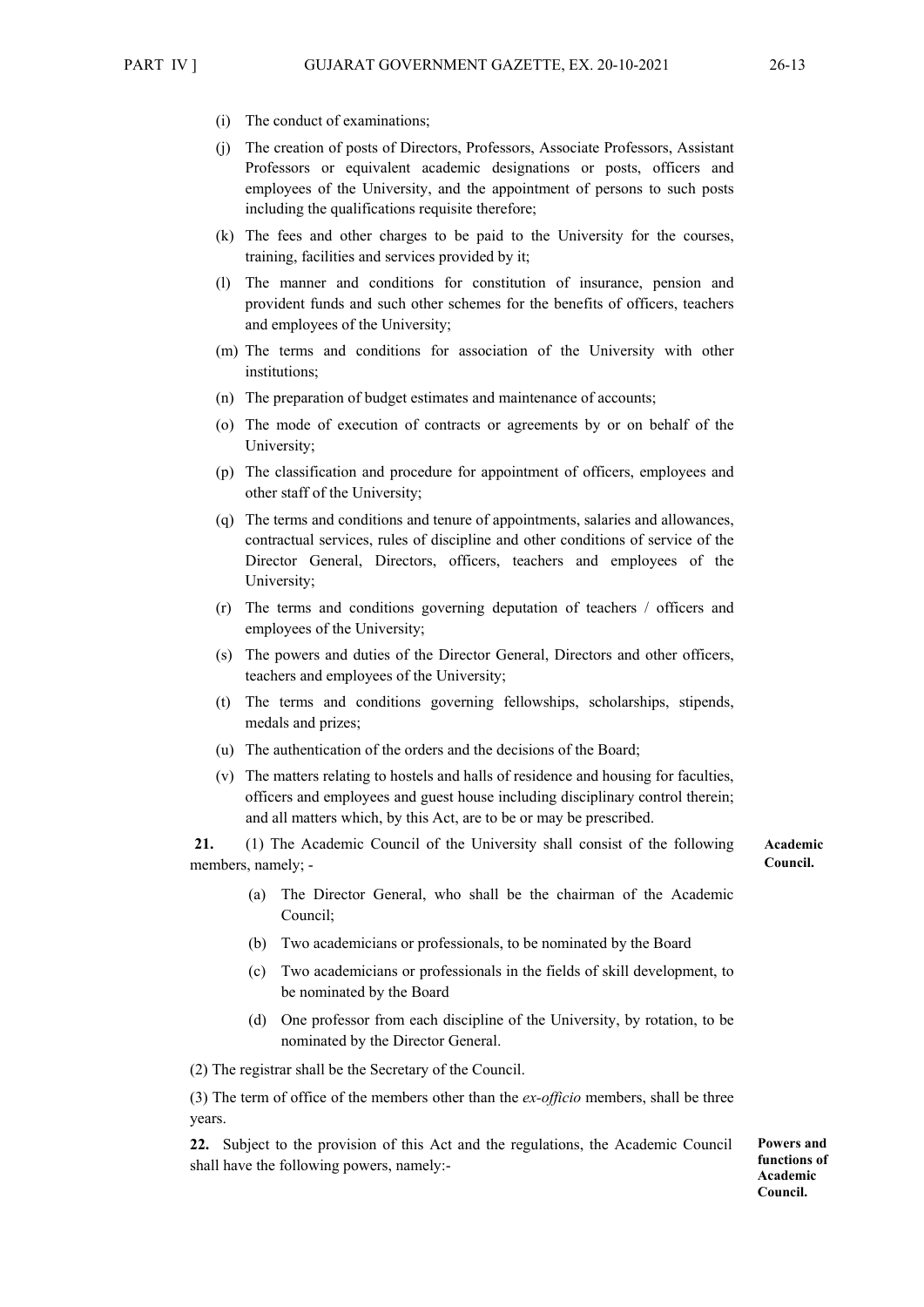(i) The conduct of examinations;

(j) The creation of posts of Directors, Professors, Associate Professors, Assistant Professors or equivalent academic designations or posts, officers and employees of the University, and the appointment of persons to such posts including the qualifications requisite therefore;

(k) The fees and other charges to be paid to the University for the courses, training, facilities and services provided by it;

(l) The manner and conditions for constitution of insurance, pension and provident funds and such other schemes for the benefits of officers, teachers and employees of the University;

(m) The terms and conditions for association of the University with other institutions;

(n) The preparation of budget estimates and maintenance of accounts;

(o) The mode of execution of contracts or agreements by or on behalf of the University;

(p) The classification and procedure for appointment of officers, employees and other staff of the University;

(q) The terms and conditions and tenure of appointments, salaries and allowances, contractual services, rules of discipline and other conditions of service of the Director General, Directors, officers, teachers and employees of the University;

(r) The terms and conditions governing deputation of teachers / officers and employees of the University;

(s) The powers and duties of the Director General, Directors and other officers, teachers and employees of the University;

(t) The terms and conditions governing fellowships, scholarships, stipends, medals and prizes;

(u) The authentication of the orders and the decisions of the Board;

(v) The matters relating to hostels and halls of residence and housing for faculties, officers and employees and guest house including disciplinary control therein; and all matters which, by this Act, are to be or may be prescribed.

**Academic Council.**

**21.** (1) The Academic Council of the University shall consist of the following members, namely; -

(a) The Director General, who shall be the chairman of the Academic Council;

(b) Two academicians or professionals, to be nominated by the Board

(c) Two academicians or professionals in the fields of skill development, to be nominated by the Board

(d) One professor from each discipline of the University, by rotation, to be nominated by the Director General.

(2) The registrar shall be the Secretary of the Council.

(3) The term of office of the members other than the *ex-officio* members, shall be three years.

**Powers and functions of Academic Council.**

**22.** Subject to the provision of this Act and the regulations, the Academic Council shall have the following powers, namely:-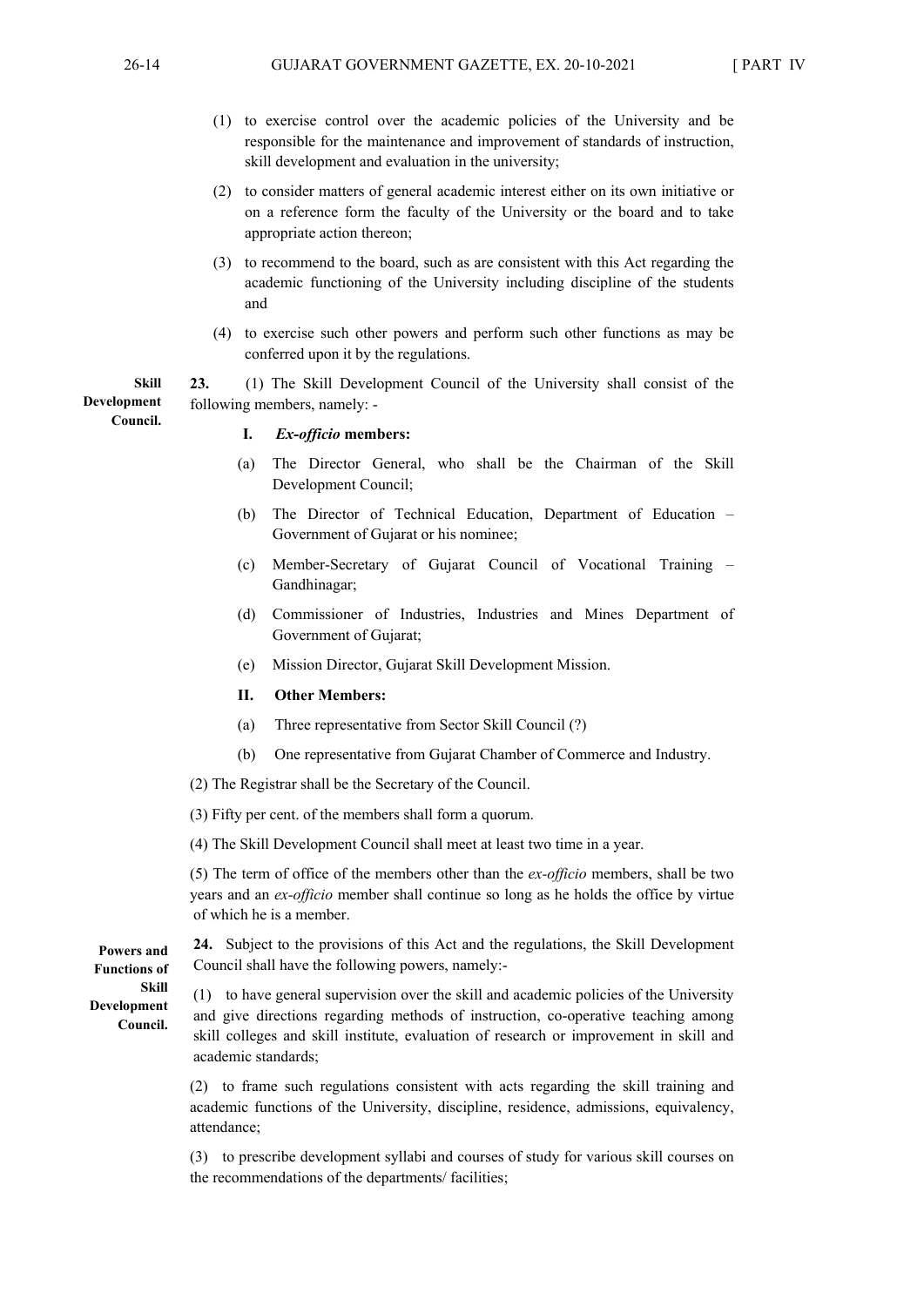(1) to exercise control over the academic policies of the University and be responsible for the maintenance and improvement of standards of instruction, skill development and evaluation in the university;

(2) to consider matters of general academic interest either on its own initiative or on a reference form the faculty of the University or the board and to take appropriate action thereon;

(3) to recommend to the board, such as are consistent with this Act regarding the academic functioning of the University including discipline of the students and

(4) to exercise such other powers and perform such other functions as may be conferred upon it by the regulations.

**Skill Development Council.**

**23.** (1) The Skill Development Council of the University shall consist of the following members, namely: -

**I. *Ex-officio* members:**

(a) The Director General, who shall be the Chairman of the Skill Development Council;

(b) The Director of Technical Education, Department of Education – Government of Gujarat or his nominee;

(c) Member-Secretary of Gujarat Council of Vocational Training – Gandhinagar;

(d) Commissioner of Industries, Industries and Mines Department of Government of Gujarat;

(e) Mission Director, Gujarat Skill Development Mission.

**II. Other Members:**

(a) Three representative from Sector Skill Council (?)

(b) One representative from Gujarat Chamber of Commerce and Industry.

(2) The Registrar shall be the Secretary of the Council.

(3) Fifty per cent. of the members shall form a quorum.

(4) The Skill Development Council shall meet at least two time in a year.

(5) The term of office of the members other than the *ex-officio* members, shall be two years and an *ex-officio* member shall continue so long as he holds the office by virtue of which he is a member.

**Powers and Functions of Skill Development Council.**

**24.** Subject to the provisions of this Act and the regulations, the Skill Development Council shall have the following powers, namely:-

(1) to have general supervision over the skill and academic policies of the University and give directions regarding methods of instruction, co-operative teaching among skill colleges and skill institute, evaluation of research or improvement in skill and academic standards;

(2) to frame such regulations consistent with acts regarding the skill training and academic functions of the University, discipline, residence, admissions, equivalency, attendance;

(3) to prescribe development syllabi and courses of study for various skill courses on the recommendations of the departments/ facilities;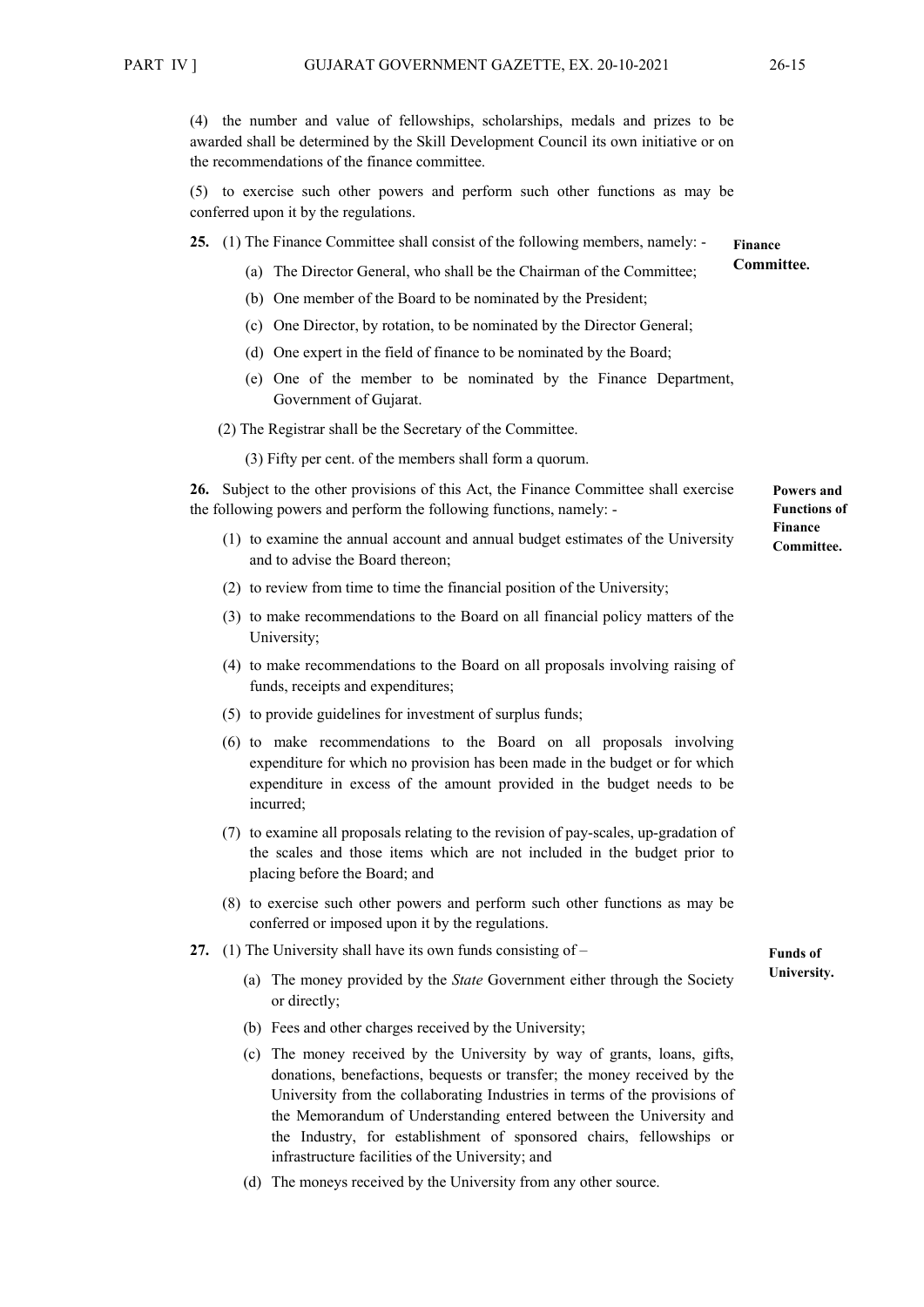(4) the number and value of fellowships, scholarships, medals and prizes to be awarded shall be determined by the Skill Development Council its own initiative or on the recommendations of the finance committee.

(5) to exercise such other powers and perform such other functions as may be conferred upon it by the regulations.

**Finance Committee.**

**25.** (1) The Finance Committee shall consist of the following members, namely: -

(a) The Director General, who shall be the Chairman of the Committee;

(b) One member of the Board to be nominated by the President;

(c) One Director, by rotation, to be nominated by the Director General;

(d) One expert in the field of finance to be nominated by the Board;

(e) One of the member to be nominated by the Finance Department, Government of Gujarat.

(2) The Registrar shall be the Secretary of the Committee.

(3) Fifty per cent. of the members shall form a quorum.

**Powers and Functions of Finance Committee.**

**26.** Subject to the other provisions of this Act, the Finance Committee shall exercise the following powers and perform the following functions, namely: -

(1) to examine the annual account and annual budget estimates of the University and to advise the Board thereon;

(2) to review from time to time the financial position of the University;

(3) to make recommendations to the Board on all financial policy matters of the University;

(4) to make recommendations to the Board on all proposals involving raising of funds, receipts and expenditures;

(5) to provide guidelines for investment of surplus funds;

(6) to make recommendations to the Board on all proposals involving expenditure for which no provision has been made in the budget or for which expenditure in excess of the amount provided in the budget needs to be incurred;

(7) to examine all proposals relating to the revision of pay-scales, up-gradation of the scales and those items which are not included in the budget prior to placing before the Board; and

(8) to exercise such other powers and perform such other functions as may be conferred or imposed upon it by the regulations.

**Funds of University.**

**27.** (1) The University shall have its own funds consisting of –

(a) The money provided by the *State* Government either through the Society or directly;

(b) Fees and other charges received by the University;

(c) The money received by the University by way of grants, loans, gifts, donations, benefactions, bequests or transfer; the money received by the University from the collaborating Industries in terms of the provisions of the Memorandum of Understanding entered between the University and the Industry, for establishment of sponsored chairs, fellowships or infrastructure facilities of the University; and

(d) The moneys received by the University from any other source.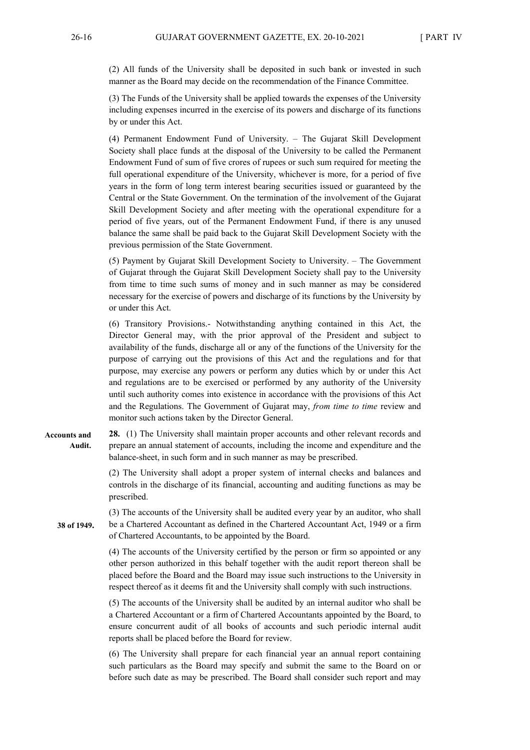(2) All funds of the University shall be deposited in such bank or invested in such manner as the Board may decide on the recommendation of the Finance Committee.

(3) The Funds of the University shall be applied towards the expenses of the University including expenses incurred in the exercise of its powers and discharge of its functions by or under this Act.

(4) Permanent Endowment Fund of University. – The Gujarat Skill Development Society shall place funds at the disposal of the University to be called the Permanent Endowment Fund of sum of five crores of rupees or such sum required for meeting the full operational expenditure of the University, whichever is more, for a period of five years in the form of long term interest bearing securities issued or guaranteed by the Central or the State Government. On the termination of the involvement of the Gujarat Skill Development Society and after meeting with the operational expenditure for a period of five years, out of the Permanent Endowment Fund, if there is any unused balance the same shall be paid back to the Gujarat Skill Development Society with the previous permission of the State Government.

(5) Payment by Gujarat Skill Development Society to University. – The Government of Gujarat through the Gujarat Skill Development Society shall pay to the University from time to time such sums of money and in such manner as may be considered necessary for the exercise of powers and discharge of its functions by the University by or under this Act.

(6) Transitory Provisions.- Notwithstanding anything contained in this Act, the Director General may, with the prior approval of the President and subject to availability of the funds, discharge all or any of the functions of the University for the purpose of carrying out the provisions of this Act and the regulations and for that purpose, may exercise any powers or perform any duties which by or under this Act and regulations are to be exercised or performed by any authority of the University until such authority comes into existence in accordance with the provisions of this Act and the Regulations. The Government of Gujarat may, *from time to time* review and monitor such actions taken by the Director General.

**Accounts and Audit.**

**28.** (1) The University shall maintain proper accounts and other relevant records and prepare an annual statement of accounts, including the income and expenditure and the balance-sheet, in such form and in such manner as may be prescribed.

(2) The University shall adopt a proper system of internal checks and balances and controls in the discharge of its financial, accounting and auditing functions as may be prescribed.

**38 of 1949.**

(3) The accounts of the University shall be audited every year by an auditor, who shall be a Chartered Accountant as defined in the Chartered Accountant Act, 1949 or a firm of Chartered Accountants, to be appointed by the Board.

(4) The accounts of the University certified by the person or firm so appointed or any other person authorized in this behalf together with the audit report thereon shall be placed before the Board and the Board may issue such instructions to the University in respect thereof as it deems fit and the University shall comply with such instructions.

(5) The accounts of the University shall be audited by an internal auditor who shall be a Chartered Accountant or a firm of Chartered Accountants appointed by the Board, to ensure concurrent audit of all books of accounts and such periodic internal audit reports shall be placed before the Board for review.

(6) The University shall prepare for each financial year an annual report containing such particulars as the Board may specify and submit the same to the Board on or before such date as may be prescribed. The Board shall consider such report and may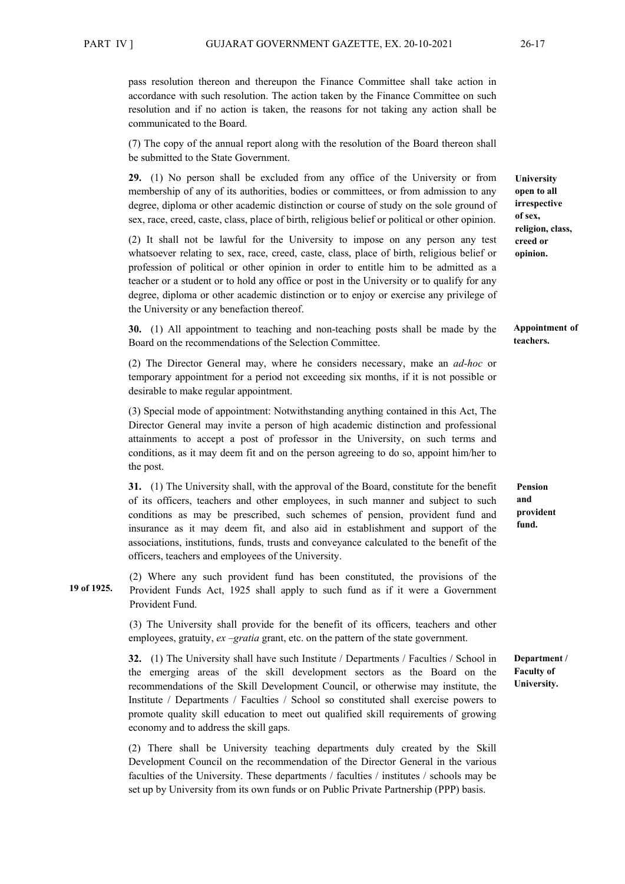pass resolution thereon and thereupon the Finance Committee shall take action in accordance with such resolution. The action taken by the Finance Committee on such resolution and if no action is taken, the reasons for not taking any action shall be communicated to the Board.

(7) The copy of the annual report along with the resolution of the Board thereon shall be submitted to the State Government.

**University open to all irrespective of sex, religion, class, creed or opinion.**

**29.** (1) No person shall be excluded from any office of the University or from membership of any of its authorities, bodies or committees, or from admission to any degree, diploma or other academic distinction or course of study on the sole ground of sex, race, creed, caste, class, place of birth, religious belief or political or other opinion.

(2) It shall not be lawful for the University to impose on any person any test whatsoever relating to sex, race, creed, caste, class, place of birth, religious belief or profession of political or other opinion in order to entitle him to be admitted as a teacher or a student or to hold any office or post in the University or to qualify for any degree, diploma or other academic distinction or to enjoy or exercise any privilege of the University or any benefaction thereof.

**Appointment of teachers.**

**30.** (1) All appointment to teaching and non-teaching posts shall be made by the Board on the recommendations of the Selection Committee.

(2) The Director General may, where he considers necessary, make an *ad-hoc* or temporary appointment for a period not exceeding six months, if it is not possible or desirable to make regular appointment.

(3) Special mode of appointment: Notwithstanding anything contained in this Act, The Director General may invite a person of high academic distinction and professional attainments to accept a post of professor in the University, on such terms and conditions, as it may deem fit and on the person agreeing to do so, appoint him/her to the post.

**Pension and provident fund.**

**31.** (1) The University shall, with the approval of the Board, constitute for the benefit of its officers, teachers and other employees, in such manner and subject to such conditions as may be prescribed, such schemes of pension, provident fund and insurance as it may deem fit, and also aid in establishment and support of the associations, institutions, funds, trusts and conveyance calculated to the benefit of the officers, teachers and employees of the University.

19 of 1925.

(2) Where any such provident fund has been constituted, the provisions of the Provident Funds Act, 1925 shall apply to such fund as if it were a Government Provident Fund.

(3) The University shall provide for the benefit of its officers, teachers and other employees, gratuity, *ex –gratia* grant, etc. on the pattern of the state government.

**Department / Faculty of University.**

**32.** (1) The University shall have such Institute / Departments / Faculties / School in the emerging areas of the skill development sectors as the Board on the recommendations of the Skill Development Council, or otherwise may institute, the Institute / Departments / Faculties / School so constituted shall exercise powers to promote quality skill education to meet out qualified skill requirements of growing economy and to address the skill gaps.

(2) There shall be University teaching departments duly created by the Skill Development Council on the recommendation of the Director General in the various faculties of the University. These departments / faculties / institutes / schools may be set up by University from its own funds or on Public Private Partnership (PPP) basis.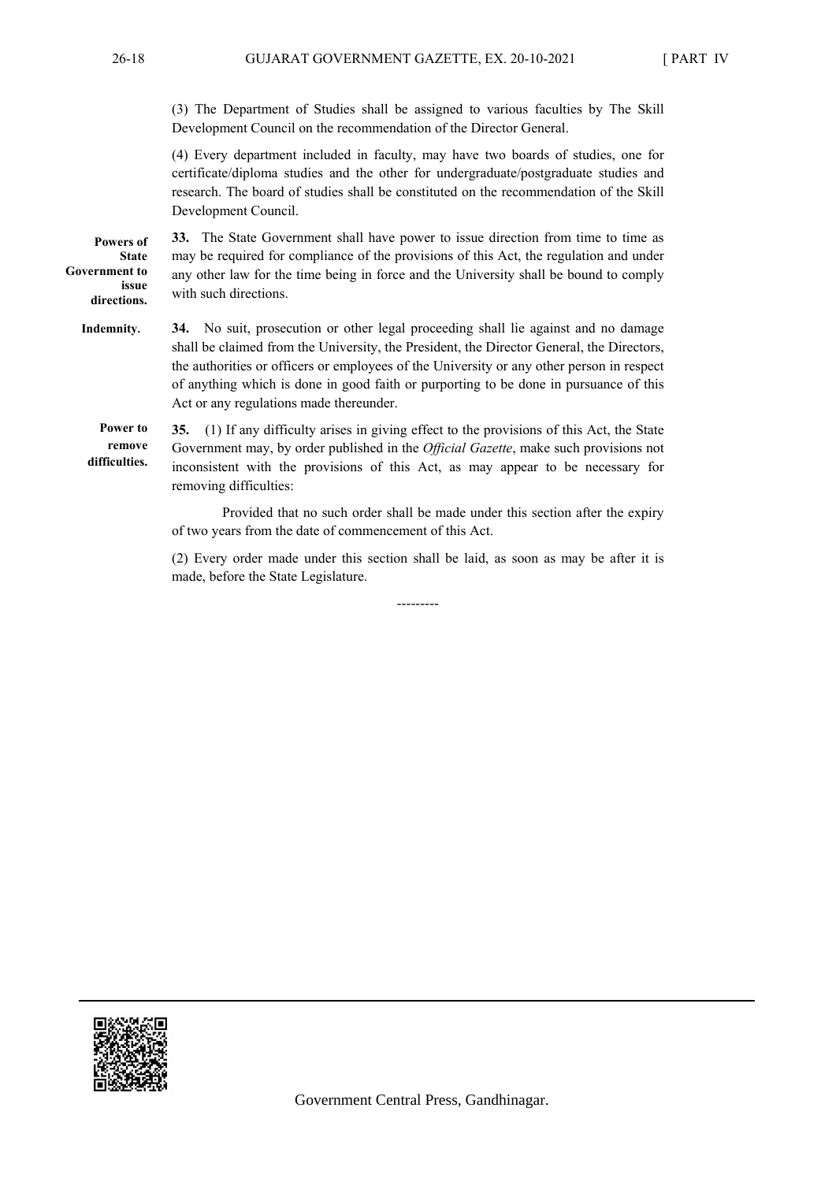(3) The Department of Studies shall be assigned to various faculties by The Skill Development Council on the recommendation of the Director General.

(4) Every department included in faculty, may have two boards of studies, one for certificate/diploma studies and the other for undergraduate/postgraduate studies and research. The board of studies shall be constituted on the recommendation of the Skill Development Council.

**Powers of State Government to issue directions.**

**33.** The State Government shall have power to issue direction from time to time as may be required for compliance of the provisions of this Act, the regulation and under any other law for the time being in force and the University shall be bound to comply with such directions.

**Indemnity.**

**34.** No suit, prosecution or other legal proceeding shall lie against and no damage shall be claimed from the University, the President, the Director General, the Directors, the authorities or officers or employees of the University or any other person in respect of anything which is done in good faith or purporting to be done in pursuance of this Act or any regulations made thereunder.

**Power to remove difficulties.**

**35.** (1) If any difficulty arises in giving effect to the provisions of this Act, the State Government may, by order published in the *Official Gazette*, make such provisions not inconsistent with the provisions of this Act, as may appear to be necessary for removing difficulties:

Provided that no such order shall be made under this section after the expiry of two years from the date of commencement of this Act.

(2) Every order made under this section shall be laid, as soon as may be after it is made, before the State Legislature.

---------

Government Central Press, Gandhinagar.